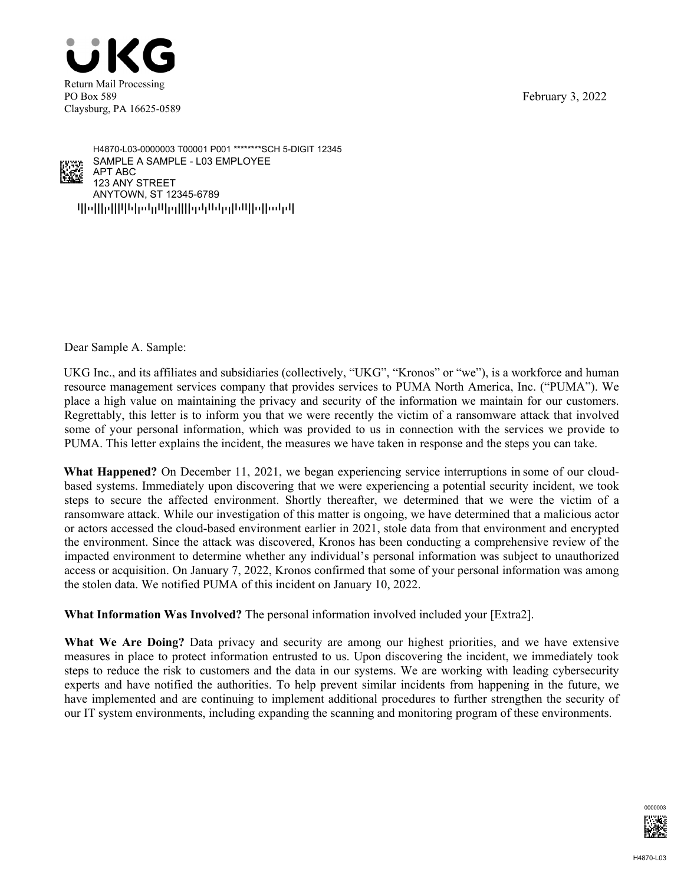UKG

Return Mail Processing
PO Box 589
Claysburg, PA 16625-0589

February 3, 2022

H4870-L03-0000003 T00001 P001 ********SCH 5-DIGIT 12345
SAMPLE A SAMPLE - L03 EMPLOYEE
APT ABC
123 ANY STREET
ANYTOWN, ST 12345-6789

Dear Sample A. Sample:

UKG Inc., and its affiliates and subsidiaries (collectively, "UKG", "Kronos" or "we"), is a workforce and human resource management services company that provides services to PUMA North America, Inc. ("PUMA"). We place a high value on maintaining the privacy and security of the information we maintain for our customers. Regrettably, this letter is to inform you that we were recently the victim of a ransomware attack that involved some of your personal information, which was provided to us in connection with the services we provide to PUMA. This letter explains the incident, the measures we have taken in response and the steps you can take.

**What Happened?** On December 11, 2021, we began experiencing service interruptions in some of our cloud-based systems. Immediately upon discovering that we were experiencing a potential security incident, we took steps to secure the affected environment. Shortly thereafter, we determined that we were the victim of a ransomware attack. While our investigation of this matter is ongoing, we have determined that a malicious actor or actors accessed the cloud-based environment earlier in 2021, stole data from that environment and encrypted the environment. Since the attack was discovered, Kronos has been conducting a comprehensive review of the impacted environment to determine whether any individual's personal information was subject to unauthorized access or acquisition. On January 7, 2022, Kronos confirmed that some of your personal information was among the stolen data. We notified PUMA of this incident on January 10, 2022.

**What Information Was Involved?** The personal information involved included your [Extra2].

**What We Are Doing?** Data privacy and security are among our highest priorities, and we have extensive measures in place to protect information entrusted to us. Upon discovering the incident, we immediately took steps to reduce the risk to customers and the data in our systems. We are working with leading cybersecurity experts and have notified the authorities. To help prevent similar incidents from happening in the future, we have implemented and are continuing to implement additional procedures to further strengthen the security of our IT system environments, including expanding the scanning and monitoring program of these environments.

0000003

H4870-L03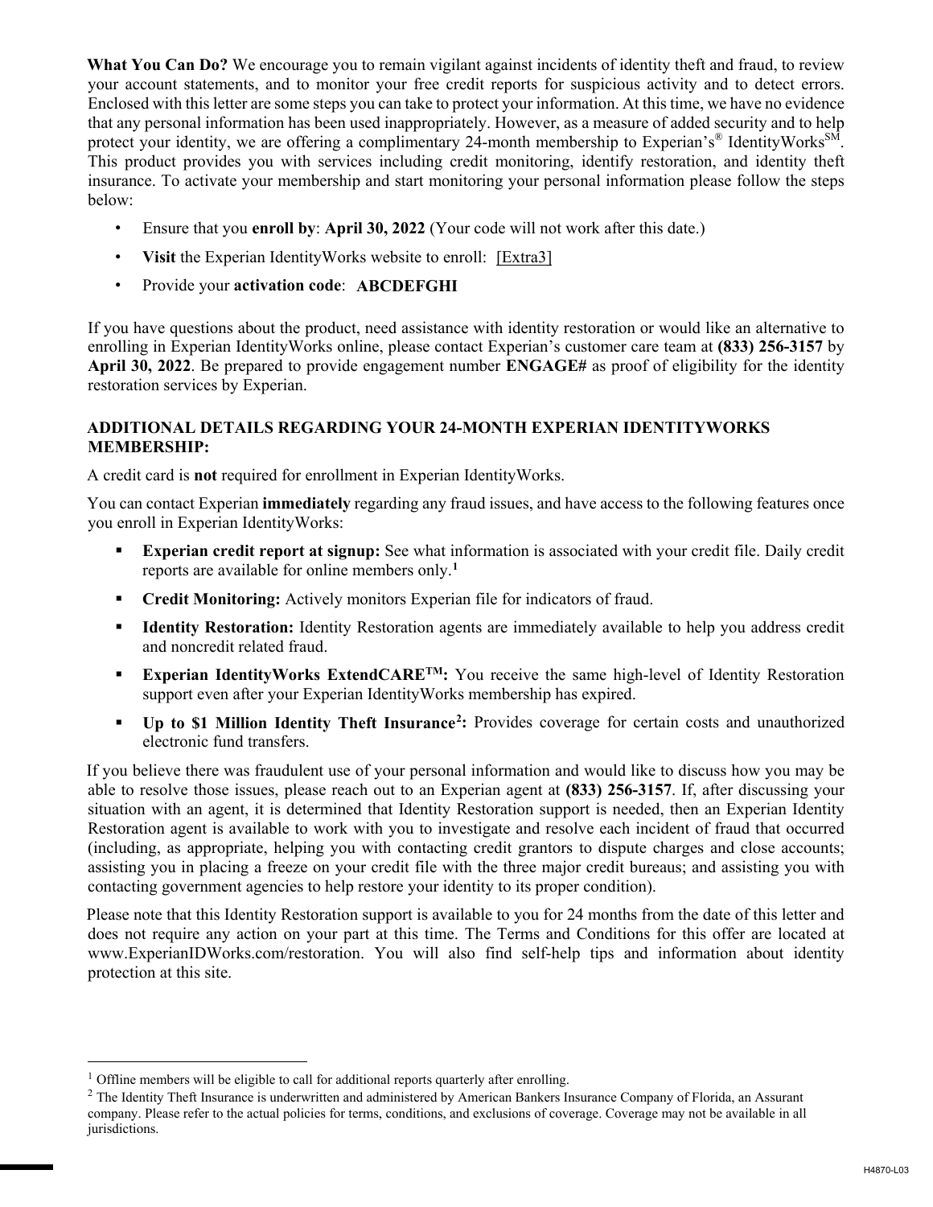**What You Can Do?** We encourage you to remain vigilant against incidents of identity theft and fraud, to review your account statements, and to monitor your free credit reports for suspicious activity and to detect errors. Enclosed with this letter are some steps you can take to protect your information. At this time, we have no evidence that any personal information has been used inappropriately. However, as a measure of added security and to help protect your identity, we are offering a complimentary 24-month membership to Experian's® IdentityWorks℠. This product provides you with services including credit monitoring, identify restoration, and identity theft insurance. To activate your membership and start monitoring your personal information please follow the steps below:

- Ensure that you **enroll by**: **April 30, 2022** (Your code will not work after this date.)
- **Visit** the Experian IdentityWorks website to enroll: [Extra3]
- Provide your **activation code**: **ABCDEFGHI**

If you have questions about the product, need assistance with identity restoration or would like an alternative to enrolling in Experian IdentityWorks online, please contact Experian's customer care team at **(833) 256-3157** by **April 30, 2022**. Be prepared to provide engagement number **ENGAGE#** as proof of eligibility for the identity restoration services by Experian.

**ADDITIONAL DETAILS REGARDING YOUR 24-MONTH EXPERIAN IDENTITYWORKS MEMBERSHIP:**

A credit card is **not** required for enrollment in Experian IdentityWorks.

You can contact Experian **immediately** regarding any fraud issues, and have access to the following features once you enroll in Experian IdentityWorks:

- **Experian credit report at signup:** See what information is associated with your credit file. Daily credit reports are available for online members only.[1]
- **Credit Monitoring:** Actively monitors Experian file for indicators of fraud.
- **Identity Restoration:** Identity Restoration agents are immediately available to help you address credit and noncredit related fraud.
- **Experian IdentityWorks ExtendCARE™:** You receive the same high-level of Identity Restoration support even after your Experian IdentityWorks membership has expired.
- **Up to $1 Million Identity Theft Insurance[2]:** Provides coverage for certain costs and unauthorized electronic fund transfers.

If you believe there was fraudulent use of your personal information and would like to discuss how you may be able to resolve those issues, please reach out to an Experian agent at **(833) 256-3157**. If, after discussing your situation with an agent, it is determined that Identity Restoration support is needed, then an Experian Identity Restoration agent is available to work with you to investigate and resolve each incident of fraud that occurred (including, as appropriate, helping you with contacting credit grantors to dispute charges and close accounts; assisting you in placing a freeze on your credit file with the three major credit bureaus; and assisting you with contacting government agencies to help restore your identity to its proper condition).

Please note that this Identity Restoration support is available to you for 24 months from the date of this letter and does not require any action on your part at this time. The Terms and Conditions for this offer are located at www.ExperianIDWorks.com/restoration. You will also find self-help tips and information about identity protection at this site.

---

[1] Offline members will be eligible to call for additional reports quarterly after enrolling.

[2] The Identity Theft Insurance is underwritten and administered by American Bankers Insurance Company of Florida, an Assurant company. Please refer to the actual policies for terms, conditions, and exclusions of coverage. Coverage may not be available in all jurisdictions.

H4870-L03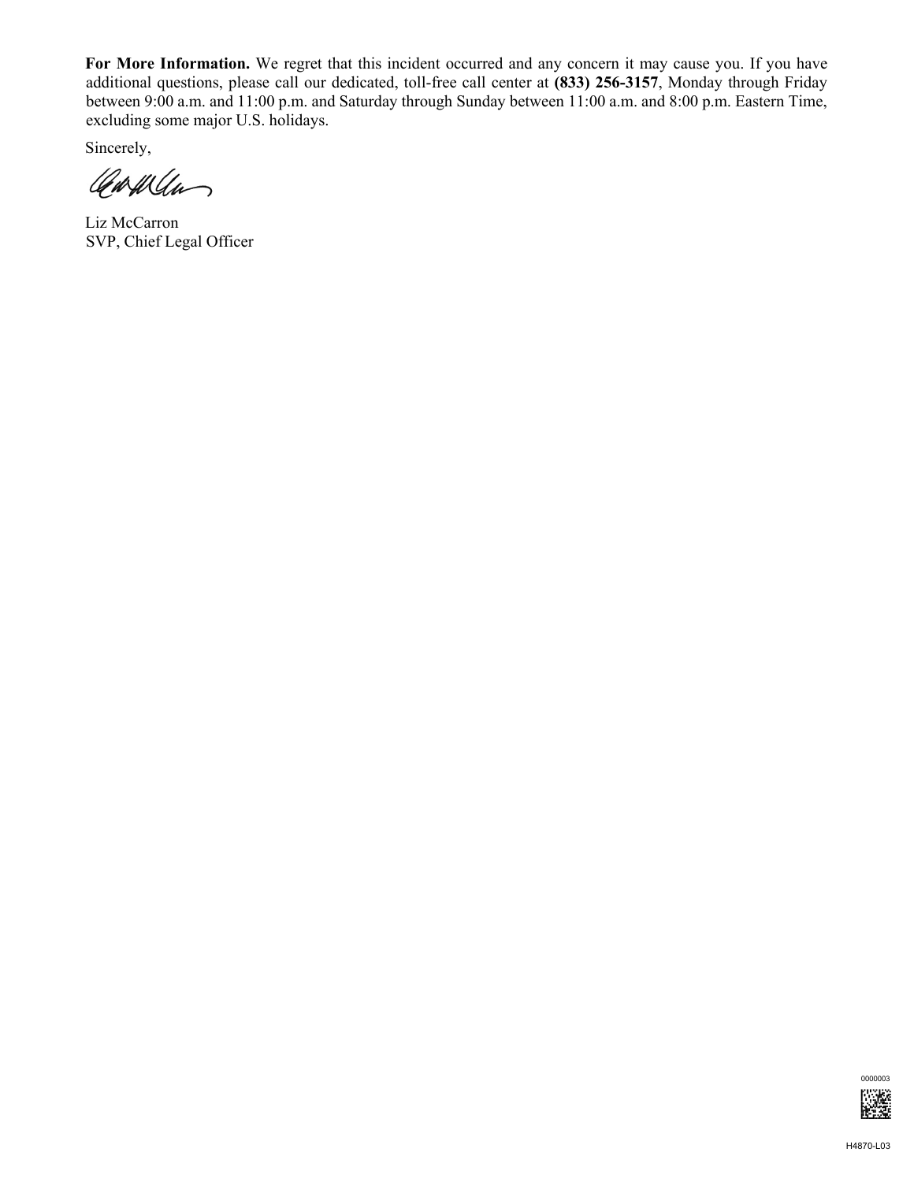**For More Information.** We regret that this incident occurred and any concern it may cause you. If you have additional questions, please call our dedicated, toll-free call center at **(833) 256-3157**, Monday through Friday between 9:00 a.m. and 11:00 p.m. and Saturday through Sunday between 11:00 a.m. and 8:00 p.m. Eastern Time, excluding some major U.S. holidays.

Sincerely,

Liz McCarron
SVP, Chief Legal Officer

0000003

H4870-L03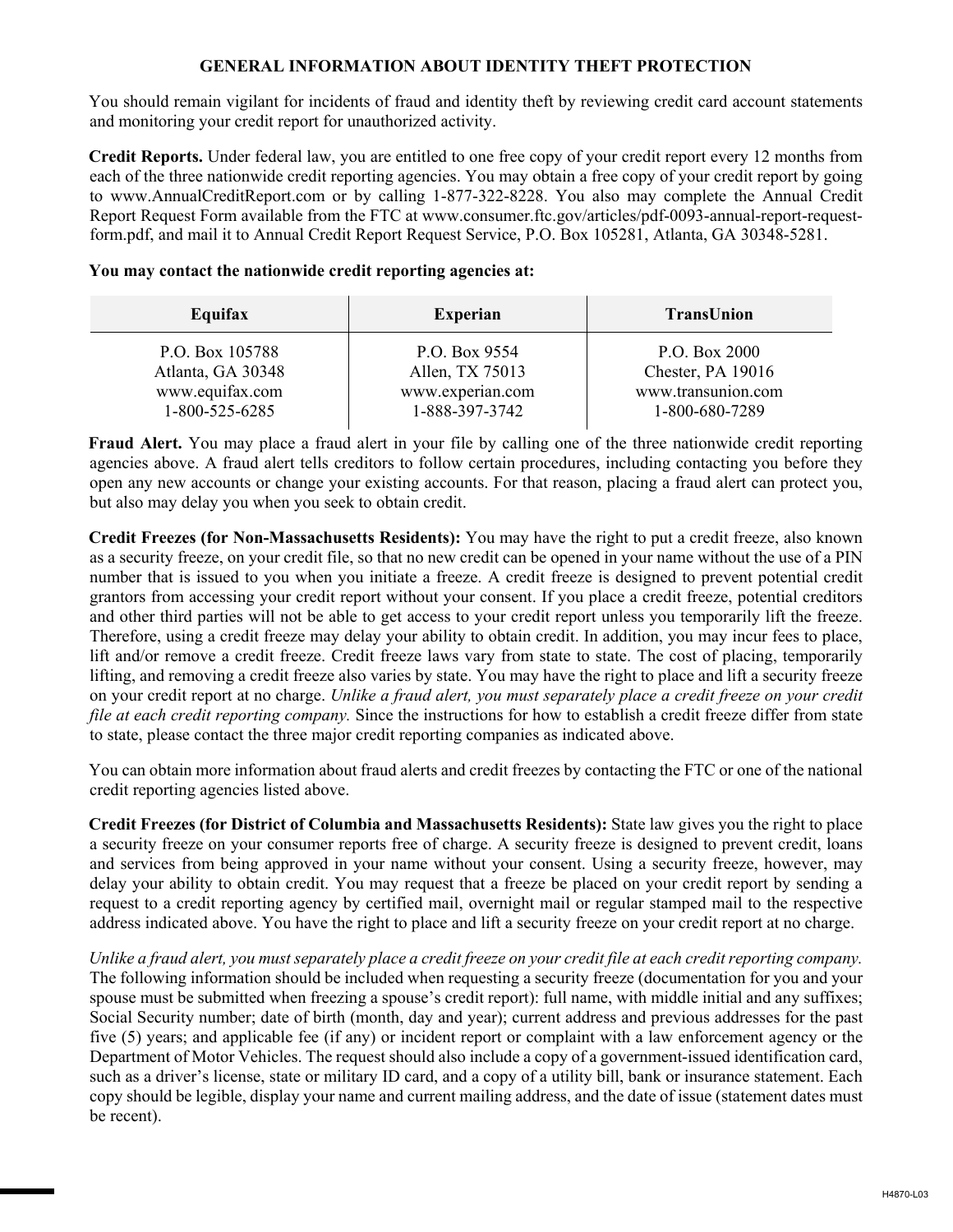# GENERAL INFORMATION ABOUT IDENTITY THEFT PROTECTION

You should remain vigilant for incidents of fraud and identity theft by reviewing credit card account statements and monitoring your credit report for unauthorized activity.

**Credit Reports.** Under federal law, you are entitled to one free copy of your credit report every 12 months from each of the three nationwide credit reporting agencies. You may obtain a free copy of your credit report by going to www.AnnualCreditReport.com or by calling 1-877-322-8228. You also may complete the Annual Credit Report Request Form available from the FTC at www.consumer.ftc.gov/articles/pdf-0093-annual-report-request-form.pdf, and mail it to Annual Credit Report Request Service, P.O. Box 105281, Atlanta, GA 30348-5281.

**You may contact the nationwide credit reporting agencies at:**

| Equifax | Experian | TransUnion |
|---|---|---|
| P.O. Box 105788<br>Atlanta, GA 30348<br>www.equifax.com<br>1-800-525-6285 | P.O. Box 9554<br>Allen, TX 75013<br>www.experian.com<br>1-888-397-3742 | P.O. Box 2000<br>Chester, PA 19016<br>www.transunion.com<br>1-800-680-7289 |

**Fraud Alert.** You may place a fraud alert in your file by calling one of the three nationwide credit reporting agencies above. A fraud alert tells creditors to follow certain procedures, including contacting you before they open any new accounts or change your existing accounts. For that reason, placing a fraud alert can protect you, but also may delay you when you seek to obtain credit.

**Credit Freezes (for Non-Massachusetts Residents):** You may have the right to put a credit freeze, also known as a security freeze, on your credit file, so that no new credit can be opened in your name without the use of a PIN number that is issued to you when you initiate a freeze. A credit freeze is designed to prevent potential credit grantors from accessing your credit report without your consent. If you place a credit freeze, potential creditors and other third parties will not be able to get access to your credit report unless you temporarily lift the freeze. Therefore, using a credit freeze may delay your ability to obtain credit. In addition, you may incur fees to place, lift and/or remove a credit freeze. Credit freeze laws vary from state to state. The cost of placing, temporarily lifting, and removing a credit freeze also varies by state. You may have the right to place and lift a security freeze on your credit report at no charge. *Unlike a fraud alert, you must separately place a credit freeze on your credit file at each credit reporting company.* Since the instructions for how to establish a credit freeze differ from state to state, please contact the three major credit reporting companies as indicated above.

You can obtain more information about fraud alerts and credit freezes by contacting the FTC or one of the national credit reporting agencies listed above.

**Credit Freezes (for District of Columbia and Massachusetts Residents):** State law gives you the right to place a security freeze on your consumer reports free of charge. A security freeze is designed to prevent credit, loans and services from being approved in your name without your consent. Using a security freeze, however, may delay your ability to obtain credit. You may request that a freeze be placed on your credit report by sending a request to a credit reporting agency by certified mail, overnight mail or regular stamped mail to the respective address indicated above. You have the right to place and lift a security freeze on your credit report at no charge.

*Unlike a fraud alert, you must separately place a credit freeze on your credit file at each credit reporting company.* The following information should be included when requesting a security freeze (documentation for you and your spouse must be submitted when freezing a spouse's credit report): full name, with middle initial and any suffixes; Social Security number; date of birth (month, day and year); current address and previous addresses for the past five (5) years; and applicable fee (if any) or incident report or complaint with a law enforcement agency or the Department of Motor Vehicles. The request should also include a copy of a government-issued identification card, such as a driver's license, state or military ID card, and a copy of a utility bill, bank or insurance statement. Each copy should be legible, display your name and current mailing address, and the date of issue (statement dates must be recent).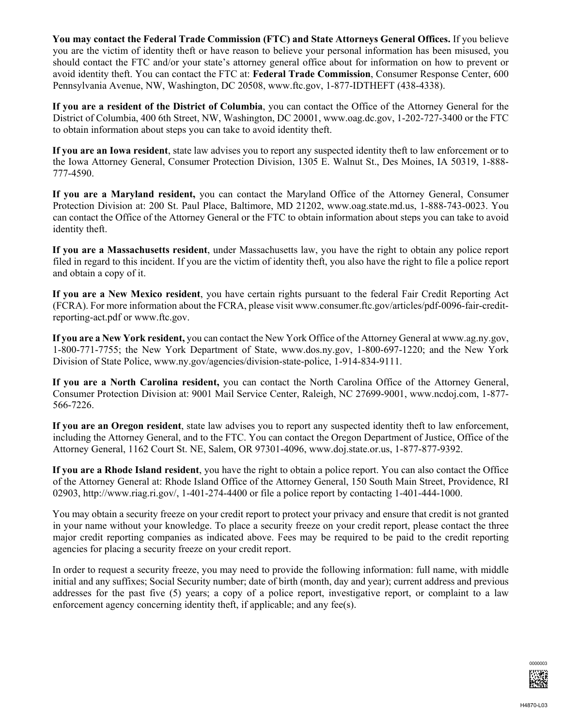**You may contact the Federal Trade Commission (FTC) and State Attorneys General Offices.** If you believe you are the victim of identity theft or have reason to believe your personal information has been misused, you should contact the FTC and/or your state's attorney general office about for information on how to prevent or avoid identity theft. You can contact the FTC at: **Federal Trade Commission**, Consumer Response Center, 600 Pennsylvania Avenue, NW, Washington, DC 20508, www.ftc.gov, 1-877-IDTHEFT (438-4338).

**If you are a resident of the District of Columbia**, you can contact the Office of the Attorney General for the District of Columbia, 400 6th Street, NW, Washington, DC 20001, www.oag.dc.gov, 1-202-727-3400 or the FTC to obtain information about steps you can take to avoid identity theft.

**If you are an Iowa resident**, state law advises you to report any suspected identity theft to law enforcement or to the Iowa Attorney General, Consumer Protection Division, 1305 E. Walnut St., Des Moines, IA 50319, 1-888-777-4590.

**If you are a Maryland resident,** you can contact the Maryland Office of the Attorney General, Consumer Protection Division at: 200 St. Paul Place, Baltimore, MD 21202, www.oag.state.md.us, 1-888-743-0023. You can contact the Office of the Attorney General or the FTC to obtain information about steps you can take to avoid identity theft.

**If you are a Massachusetts resident**, under Massachusetts law, you have the right to obtain any police report filed in regard to this incident. If you are the victim of identity theft, you also have the right to file a police report and obtain a copy of it.

**If you are a New Mexico resident**, you have certain rights pursuant to the federal Fair Credit Reporting Act (FCRA). For more information about the FCRA, please visit www.consumer.ftc.gov/articles/pdf-0096-fair-credit-reporting-act.pdf or www.ftc.gov.

**If you are a New York resident,** you can contact the New York Office of the Attorney General at www.ag.ny.gov, 1-800-771-7755; the New York Department of State, www.dos.ny.gov, 1-800-697-1220; and the New York Division of State Police, www.ny.gov/agencies/division-state-police, 1-914-834-9111.

**If you are a North Carolina resident,** you can contact the North Carolina Office of the Attorney General, Consumer Protection Division at: 9001 Mail Service Center, Raleigh, NC 27699-9001, www.ncdoj.com, 1-877-566-7226.

**If you are an Oregon resident**, state law advises you to report any suspected identity theft to law enforcement, including the Attorney General, and to the FTC. You can contact the Oregon Department of Justice, Office of the Attorney General, 1162 Court St. NE, Salem, OR 97301-4096, www.doj.state.or.us, 1-877-877-9392.

**If you are a Rhode Island resident**, you have the right to obtain a police report. You can also contact the Office of the Attorney General at: Rhode Island Office of the Attorney General, 150 South Main Street, Providence, RI 02903, http://www.riag.ri.gov/, 1-401-274-4400 or file a police report by contacting 1-401-444-1000.

You may obtain a security freeze on your credit report to protect your privacy and ensure that credit is not granted in your name without your knowledge. To place a security freeze on your credit report, please contact the three major credit reporting companies as indicated above. Fees may be required to be paid to the credit reporting agencies for placing a security freeze on your credit report.

In order to request a security freeze, you may need to provide the following information: full name, with middle initial and any suffixes; Social Security number; date of birth (month, day and year); current address and previous addresses for the past five (5) years; a copy of a police report, investigative report, or complaint to a law enforcement agency concerning identity theft, if applicable; and any fee(s).

0000003

H4870-L03